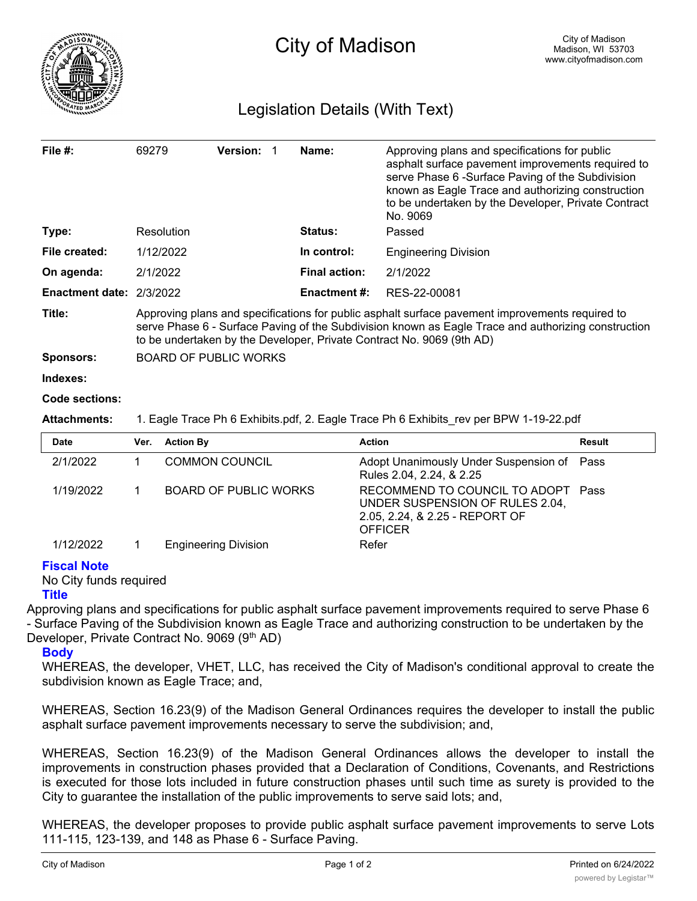# City of Madison

City of Madison
Madison, WI 53703
www.cityofmadison.com

## Legislation Details (With Text)

| | | | |
|---|---|---|---|
| **File #:** | 69279 **Version:** 1 | **Name:** | Approving plans and specifications for public asphalt surface pavement improvements required to serve Phase 6 -Surface Paving of the Subdivision known as Eagle Trace and authorizing construction to be undertaken by the Developer, Private Contract No. 9069 |
| **Type:** | Resolution | **Status:** | Passed |
| **File created:** | 1/12/2022 | **In control:** | Engineering Division |
| **On agenda:** | 2/1/2022 | **Final action:** | 2/1/2022 |
| **Enactment date:** | 2/3/2022 | **Enactment #:** | RES-22-00081 |

**Title:** Approving plans and specifications for public asphalt surface pavement improvements required to serve Phase 6 - Surface Paving of the Subdivision known as Eagle Trace and authorizing construction to be undertaken by the Developer, Private Contract No. 9069 (9th AD)

**Sponsors:** BOARD OF PUBLIC WORKS

**Indexes:**

**Code sections:**

**Attachments:** 1. Eagle Trace Ph 6 Exhibits.pdf, 2. Eagle Trace Ph 6 Exhibits_rev per BPW 1-19-22.pdf

| Date | Ver. | Action By | Action | Result |
|---|---|---|---|---|
| 2/1/2022 | 1 | COMMON COUNCIL | Adopt Unanimously Under Suspension of Rules 2.04, 2.24, & 2.25 | Pass |
| 1/19/2022 | 1 | BOARD OF PUBLIC WORKS | RECOMMEND TO COUNCIL TO ADOPT UNDER SUSPENSION OF RULES 2.04, 2.05, 2.24, & 2.25 - REPORT OF OFFICER | Pass |
| 1/12/2022 | 1 | Engineering Division | Refer | |

### Fiscal Note

No City funds required

### Title

Approving plans and specifications for public asphalt surface pavement improvements required to serve Phase 6 - Surface Paving of the Subdivision known as Eagle Trace and authorizing construction to be undertaken by the Developer, Private Contract No. 9069 (9th AD)

### Body

WHEREAS, the developer, VHET, LLC, has received the City of Madison's conditional approval to create the subdivision known as Eagle Trace; and,

WHEREAS, Section 16.23(9) of the Madison General Ordinances requires the developer to install the public asphalt surface pavement improvements necessary to serve the subdivision; and,

WHEREAS, Section 16.23(9) of the Madison General Ordinances allows the developer to install the improvements in construction phases provided that a Declaration of Conditions, Covenants, and Restrictions is executed for those lots included in future construction phases until such time as surety is provided to the City to guarantee the installation of the public improvements to serve said lots; and,

WHEREAS, the developer proposes to provide public asphalt surface pavement improvements to serve Lots 111-115, 123-139, and 148 as Phase 6 - Surface Paving.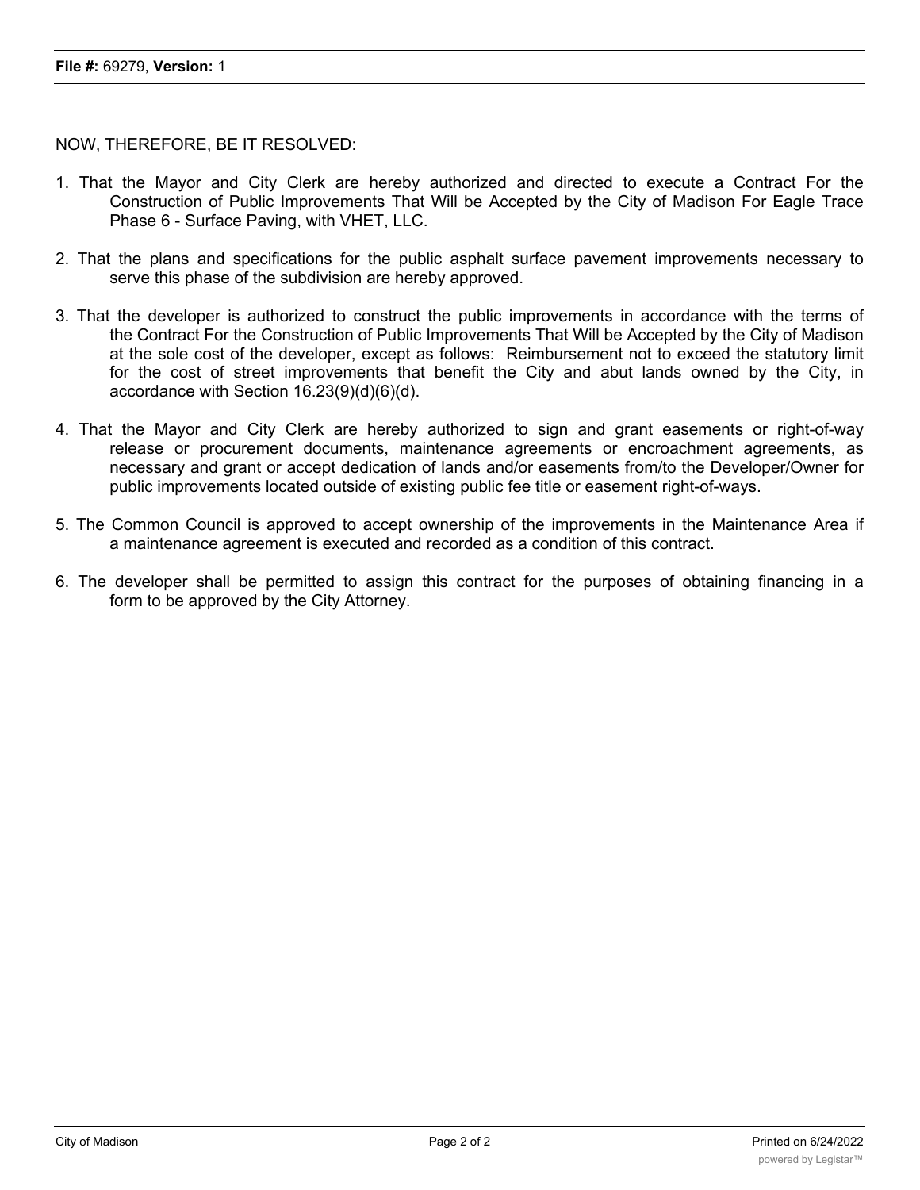NOW, THEREFORE, BE IT RESOLVED:

1. That the Mayor and City Clerk are hereby authorized and directed to execute a Contract For the Construction of Public Improvements That Will be Accepted by the City of Madison For Eagle Trace Phase 6 - Surface Paving, with VHET, LLC.

2. That the plans and specifications for the public asphalt surface pavement improvements necessary to serve this phase of the subdivision are hereby approved.

3. That the developer is authorized to construct the public improvements in accordance with the terms of the Contract For the Construction of Public Improvements That Will be Accepted by the City of Madison at the sole cost of the developer, except as follows: Reimbursement not to exceed the statutory limit for the cost of street improvements that benefit the City and abut lands owned by the City, in accordance with Section 16.23(9)(d)(6)(d).

4. That the Mayor and City Clerk are hereby authorized to sign and grant easements or right-of-way release or procurement documents, maintenance agreements or encroachment agreements, as necessary and grant or accept dedication of lands and/or easements from/to the Developer/Owner for public improvements located outside of existing public fee title or easement right-of-ways.

5. The Common Council is approved to accept ownership of the improvements in the Maintenance Area if a maintenance agreement is executed and recorded as a condition of this contract.

6. The developer shall be permitted to assign this contract for the purposes of obtaining financing in a form to be approved by the City Attorney.